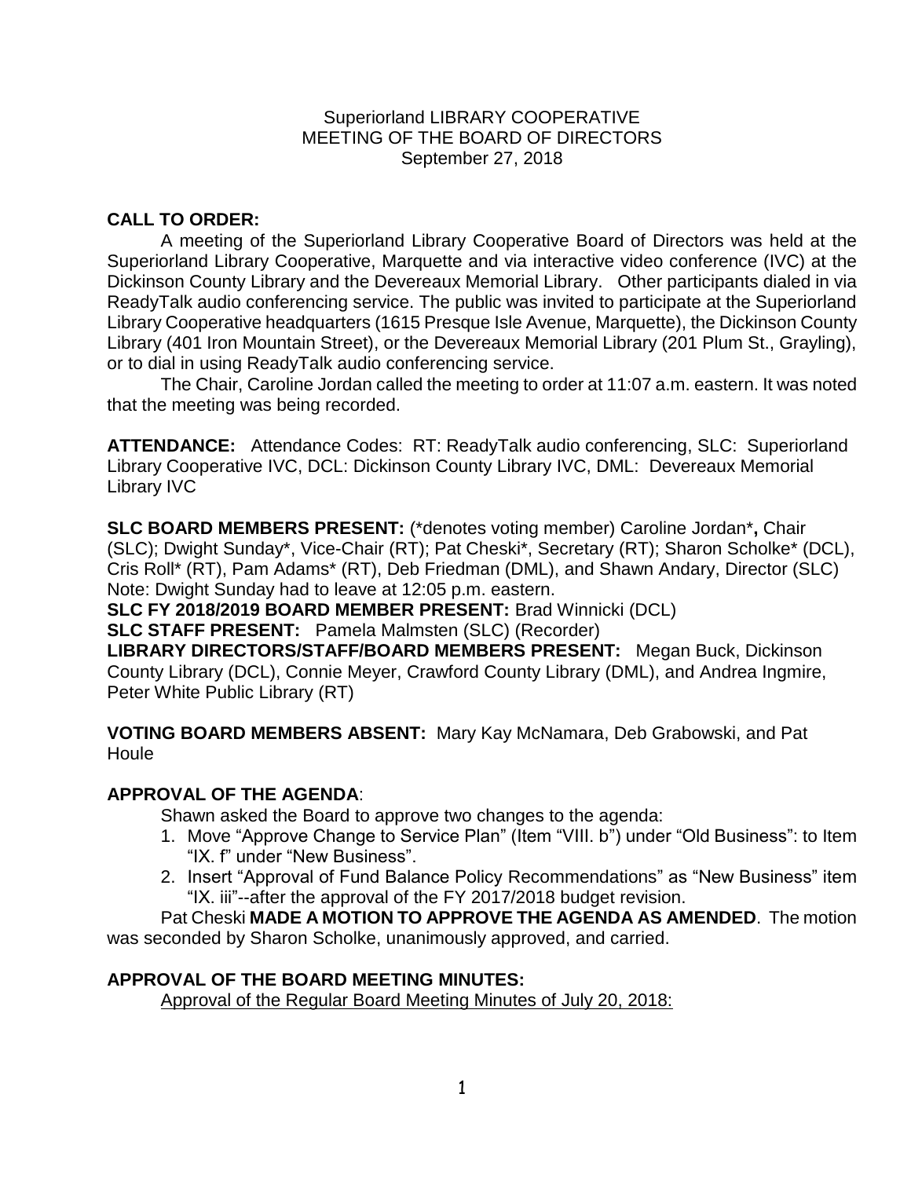Superiorland LIBRARY COOPERATIVE
MEETING OF THE BOARD OF DIRECTORS
September 27, 2018

**CALL TO ORDER:**

A meeting of the Superiorland Library Cooperative Board of Directors was held at the Superiorland Library Cooperative, Marquette and via interactive video conference (IVC) at the Dickinson County Library and the Devereaux Memorial Library. Other participants dialed in via ReadyTalk audio conferencing service. The public was invited to participate at the Superiorland Library Cooperative headquarters (1615 Presque Isle Avenue, Marquette), the Dickinson County Library (401 Iron Mountain Street), or the Devereaux Memorial Library (201 Plum St., Grayling), or to dial in using ReadyTalk audio conferencing service.

The Chair, Caroline Jordan called the meeting to order at 11:07 a.m. eastern. It was noted that the meeting was being recorded.

**ATTENDANCE:** Attendance Codes: RT: ReadyTalk audio conferencing, SLC: Superiorland Library Cooperative IVC, DCL: Dickinson County Library IVC, DML: Devereaux Memorial Library IVC

**SLC BOARD MEMBERS PRESENT:** (*denotes voting member) Caroline Jordan***,** Chair (SLC); Dwight Sunday*, Vice-Chair (RT); Pat Cheski*, Secretary (RT); Sharon Scholke* (DCL), Cris Roll* (RT), Pam Adams* (RT), Deb Friedman (DML), and Shawn Andary, Director (SLC) Note: Dwight Sunday had to leave at 12:05 p.m. eastern.

**SLC FY 2018/2019 BOARD MEMBER PRESENT:** Brad Winnicki (DCL)

**SLC STAFF PRESENT:** Pamela Malmsten (SLC) (Recorder)

**LIBRARY DIRECTORS/STAFF/BOARD MEMBERS PRESENT:** Megan Buck, Dickinson County Library (DCL), Connie Meyer, Crawford County Library (DML), and Andrea Ingmire, Peter White Public Library (RT)

**VOTING BOARD MEMBERS ABSENT:** Mary Kay McNamara, Deb Grabowski, and Pat Houle

**APPROVAL OF THE AGENDA**:

Shawn asked the Board to approve two changes to the agenda:

1. Move "Approve Change to Service Plan" (Item "VIII. b") under "Old Business": to Item "IX. f" under "New Business".
2. Insert "Approval of Fund Balance Policy Recommendations" as "New Business" item "IX. iii"--after the approval of the FY 2017/2018 budget revision.

Pat Cheski **MADE A MOTION TO APPROVE THE AGENDA AS AMENDED**. The motion was seconded by Sharon Scholke, unanimously approved, and carried.

**APPROVAL OF THE BOARD MEETING MINUTES:**

Approval of the Regular Board Meeting Minutes of July 20, 2018: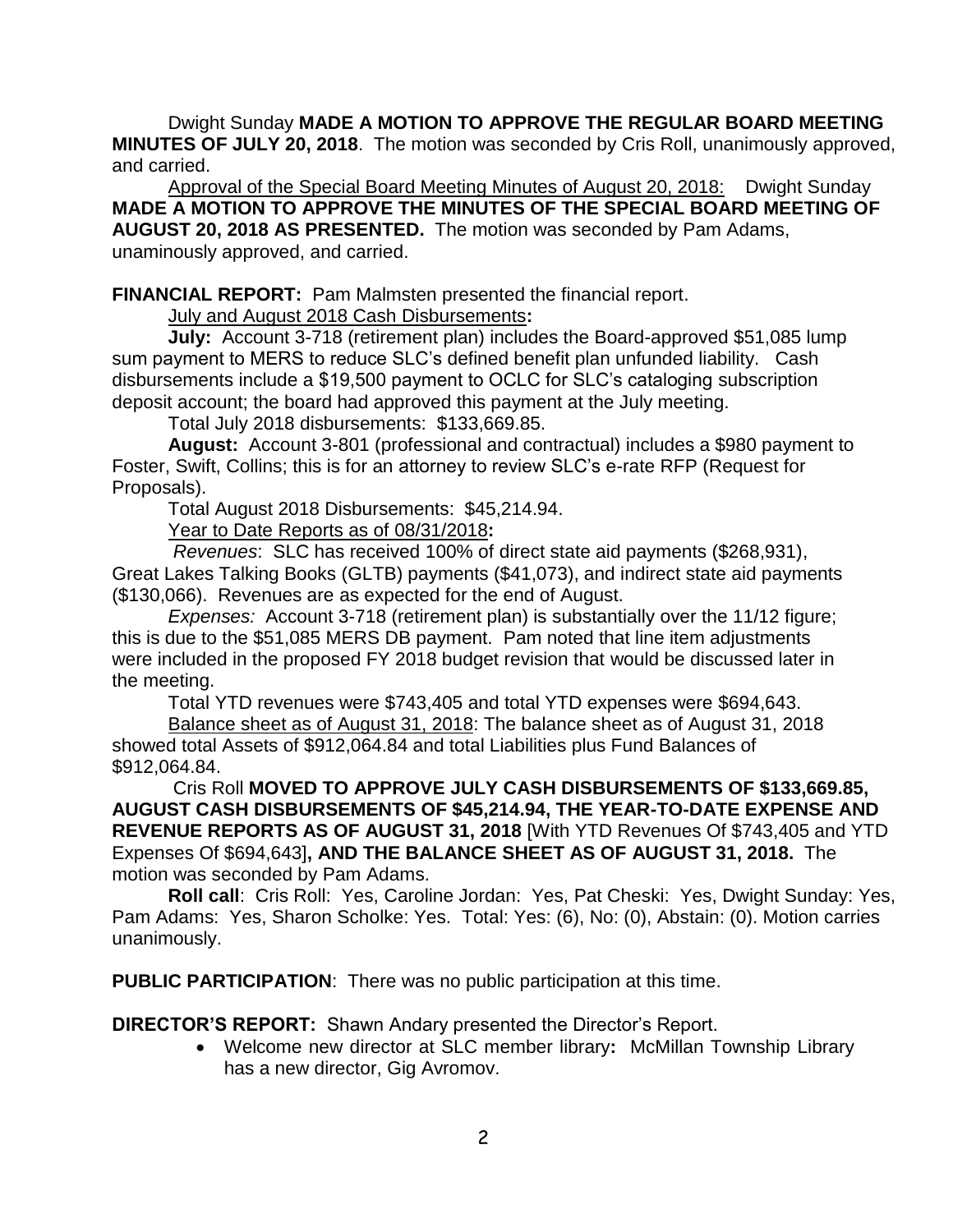Dwight Sunday **MADE A MOTION TO APPROVE THE REGULAR BOARD MEETING MINUTES OF JULY 20, 2018**. The motion was seconded by Cris Roll, unanimously approved, and carried.

Approval of the Special Board Meeting Minutes of August 20, 2018: Dwight Sunday **MADE A MOTION TO APPROVE THE MINUTES OF THE SPECIAL BOARD MEETING OF AUGUST 20, 2018 AS PRESENTED.** The motion was seconded by Pam Adams, unaminously approved, and carried.

**FINANCIAL REPORT:** Pam Malmsten presented the financial report.

July and August 2018 Cash Disbursements**:**

**July:** Account 3-718 (retirement plan) includes the Board-approved $51,085 lump sum payment to MERS to reduce SLC's defined benefit plan unfunded liability. Cash disbursements include a $19,500 payment to OCLC for SLC's cataloging subscription deposit account; the board had approved this payment at the July meeting.

Total July 2018 disbursements: $133,669.85.

**August:** Account 3-801 (professional and contractual) includes a $980 payment to Foster, Swift, Collins; this is for an attorney to review SLC's e-rate RFP (Request for Proposals).

Total August 2018 Disbursements: $45,214.94.

Year to Date Reports as of 08/31/2018**:**

*Revenues*: SLC has received 100% of direct state aid payments ($268,931), Great Lakes Talking Books (GLTB) payments ($41,073), and indirect state aid payments ($130,066). Revenues are as expected for the end of August.

*Expenses:* Account 3-718 (retirement plan) is substantially over the 11/12 figure; this is due to the $51,085 MERS DB payment. Pam noted that line item adjustments were included in the proposed FY 2018 budget revision that would be discussed later in the meeting.

Total YTD revenues were $743,405 and total YTD expenses were $694,643.

Balance sheet as of August 31, 2018: The balance sheet as of August 31, 2018 showed total Assets of $912,064.84 and total Liabilities plus Fund Balances of $912,064.84.

Cris Roll **MOVED TO APPROVE JULY CASH DISBURSEMENTS OF $133,669.85, AUGUST CASH DISBURSEMENTS OF $45,214.94, THE YEAR-TO-DATE EXPENSE AND REVENUE REPORTS AS OF AUGUST 31, 2018** [With YTD Revenues Of $743,405 and YTD Expenses Of $694,643]**, AND THE BALANCE SHEET AS OF AUGUST 31, 2018.** The motion was seconded by Pam Adams.

**Roll call**: Cris Roll: Yes, Caroline Jordan: Yes, Pat Cheski: Yes, Dwight Sunday: Yes, Pam Adams: Yes, Sharon Scholke: Yes. Total: Yes: (6), No: (0), Abstain: (0). Motion carries unanimously.

**PUBLIC PARTICIPATION**: There was no public participation at this time.

**DIRECTOR'S REPORT:** Shawn Andary presented the Director's Report.

- Welcome new director at SLC member library**:** McMillan Township Library has a new director, Gig Avromov.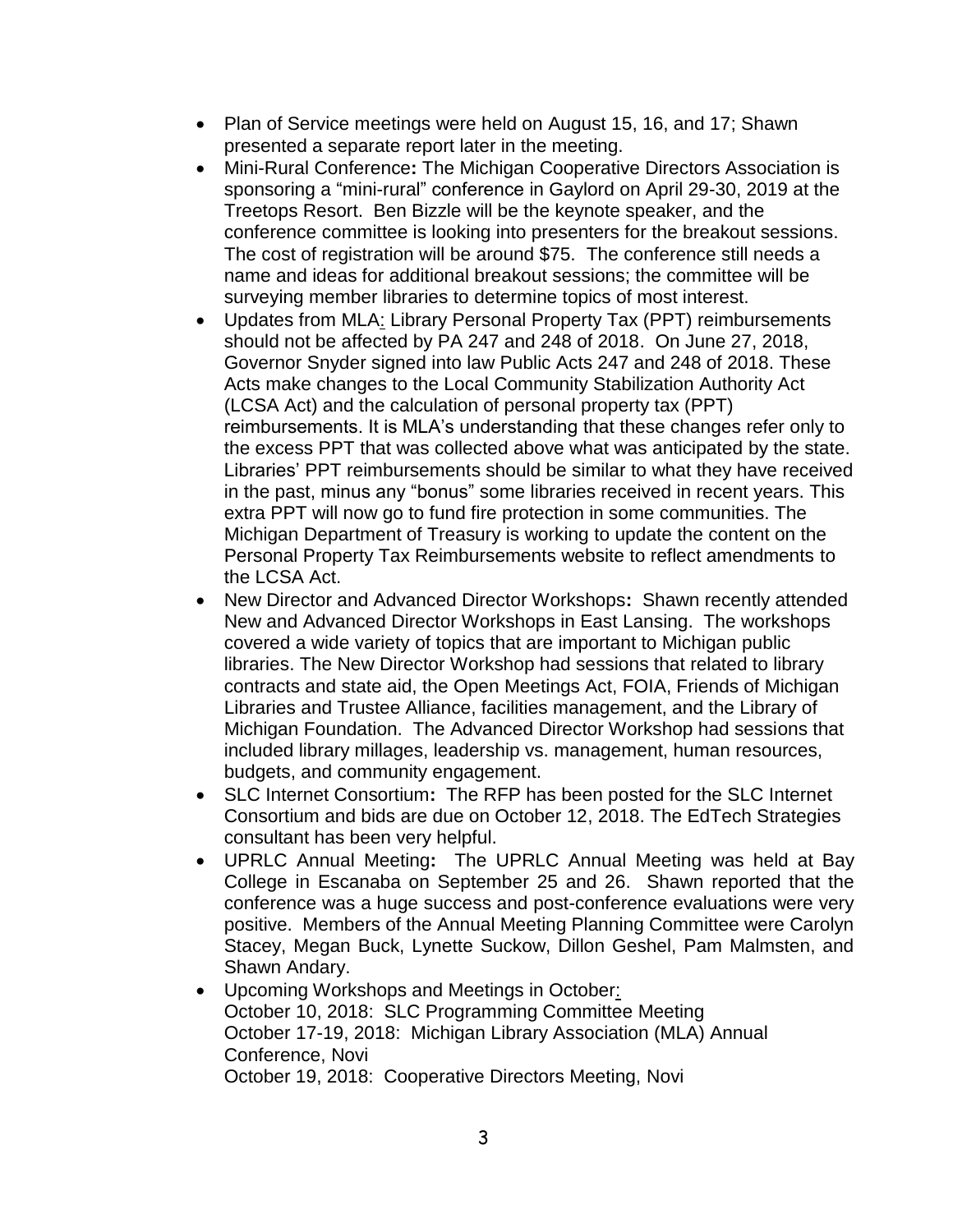- Plan of Service meetings were held on August 15, 16, and 17; Shawn presented a separate report later in the meeting.
- Mini-Rural Conference**:** The Michigan Cooperative Directors Association is sponsoring a "mini-rural" conference in Gaylord on April 29-30, 2019 at the Treetops Resort. Ben Bizzle will be the keynote speaker, and the conference committee is looking into presenters for the breakout sessions. The cost of registration will be around $75. The conference still needs a name and ideas for additional breakout sessions; the committee will be surveying member libraries to determine topics of most interest.
- Updates from MLA: Library Personal Property Tax (PPT) reimbursements should not be affected by PA 247 and 248 of 2018. On June 27, 2018, Governor Snyder signed into law Public Acts 247 and 248 of 2018. These Acts make changes to the Local Community Stabilization Authority Act (LCSA Act) and the calculation of personal property tax (PPT) reimbursements. It is MLA's understanding that these changes refer only to the excess PPT that was collected above what was anticipated by the state. Libraries' PPT reimbursements should be similar to what they have received in the past, minus any "bonus" some libraries received in recent years. This extra PPT will now go to fund fire protection in some communities. The Michigan Department of Treasury is working to update the content on the Personal Property Tax Reimbursements website to reflect amendments to the LCSA Act.
- New Director and Advanced Director Workshops**:** Shawn recently attended New and Advanced Director Workshops in East Lansing. The workshops covered a wide variety of topics that are important to Michigan public libraries. The New Director Workshop had sessions that related to library contracts and state aid, the Open Meetings Act, FOIA, Friends of Michigan Libraries and Trustee Alliance, facilities management, and the Library of Michigan Foundation. The Advanced Director Workshop had sessions that included library millages, leadership vs. management, human resources, budgets, and community engagement.
- SLC Internet Consortium**:** The RFP has been posted for the SLC Internet Consortium and bids are due on October 12, 2018. The EdTech Strategies consultant has been very helpful.
- UPRLC Annual Meeting**:** The UPRLC Annual Meeting was held at Bay College in Escanaba on September 25 and 26. Shawn reported that the conference was a huge success and post-conference evaluations were very positive. Members of the Annual Meeting Planning Committee were Carolyn Stacey, Megan Buck, Lynette Suckow, Dillon Geshel, Pam Malmsten, and Shawn Andary.
- Upcoming Workshops and Meetings in October:
  October 10, 2018: SLC Programming Committee Meeting
  October 17-19, 2018: Michigan Library Association (MLA) Annual Conference, Novi
  October 19, 2018: Cooperative Directors Meeting, Novi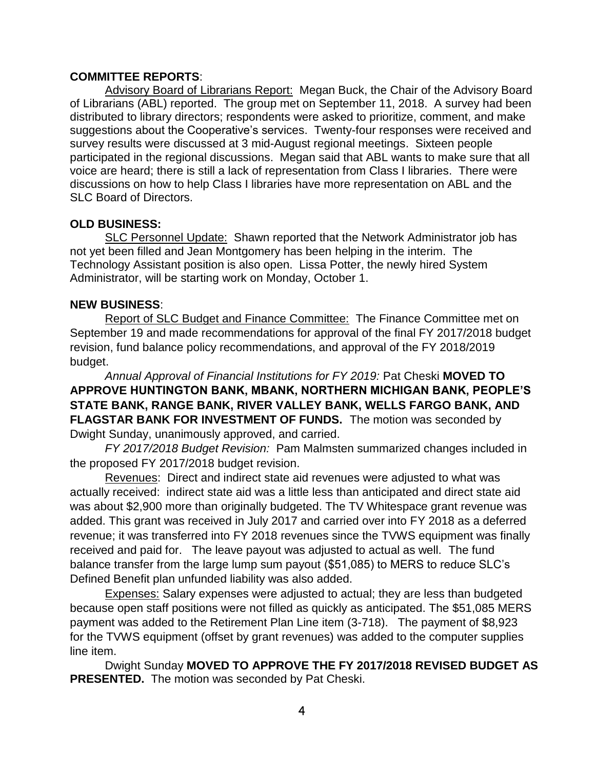**COMMITTEE REPORTS**:

Advisory Board of Librarians Report: Megan Buck, the Chair of the Advisory Board of Librarians (ABL) reported. The group met on September 11, 2018. A survey had been distributed to library directors; respondents were asked to prioritize, comment, and make suggestions about the Cooperative's services. Twenty-four responses were received and survey results were discussed at 3 mid-August regional meetings. Sixteen people participated in the regional discussions. Megan said that ABL wants to make sure that all voice are heard; there is still a lack of representation from Class I libraries. There were discussions on how to help Class I libraries have more representation on ABL and the SLC Board of Directors.

**OLD BUSINESS:**

SLC Personnel Update: Shawn reported that the Network Administrator job has not yet been filled and Jean Montgomery has been helping in the interim. The Technology Assistant position is also open. Lissa Potter, the newly hired System Administrator, will be starting work on Monday, October 1.

**NEW BUSINESS**:

Report of SLC Budget and Finance Committee: The Finance Committee met on September 19 and made recommendations for approval of the final FY 2017/2018 budget revision, fund balance policy recommendations, and approval of the FY 2018/2019 budget.

*Annual Approval of Financial Institutions for FY 2019:* Pat Cheski **MOVED TO APPROVE HUNTINGTON BANK, MBANK, NORTHERN MICHIGAN BANK, PEOPLE'S STATE BANK, RANGE BANK, RIVER VALLEY BANK, WELLS FARGO BANK, AND FLAGSTAR BANK FOR INVESTMENT OF FUNDS.** The motion was seconded by Dwight Sunday, unanimously approved, and carried.

*FY 2017/2018 Budget Revision:* Pam Malmsten summarized changes included in the proposed FY 2017/2018 budget revision.

Revenues: Direct and indirect state aid revenues were adjusted to what was actually received: indirect state aid was a little less than anticipated and direct state aid was about $2,900 more than originally budgeted. The TV Whitespace grant revenue was added. This grant was received in July 2017 and carried over into FY 2018 as a deferred revenue; it was transferred into FY 2018 revenues since the TVWS equipment was finally received and paid for. The leave payout was adjusted to actual as well. The fund balance transfer from the large lump sum payout ($51,085) to MERS to reduce SLC's Defined Benefit plan unfunded liability was also added.

Expenses: Salary expenses were adjusted to actual; they are less than budgeted because open staff positions were not filled as quickly as anticipated. The $51,085 MERS payment was added to the Retirement Plan Line item (3-718). The payment of $8,923 for the TVWS equipment (offset by grant revenues) was added to the computer supplies line item.

Dwight Sunday **MOVED TO APPROVE THE FY 2017/2018 REVISED BUDGET AS PRESENTED.** The motion was seconded by Pat Cheski.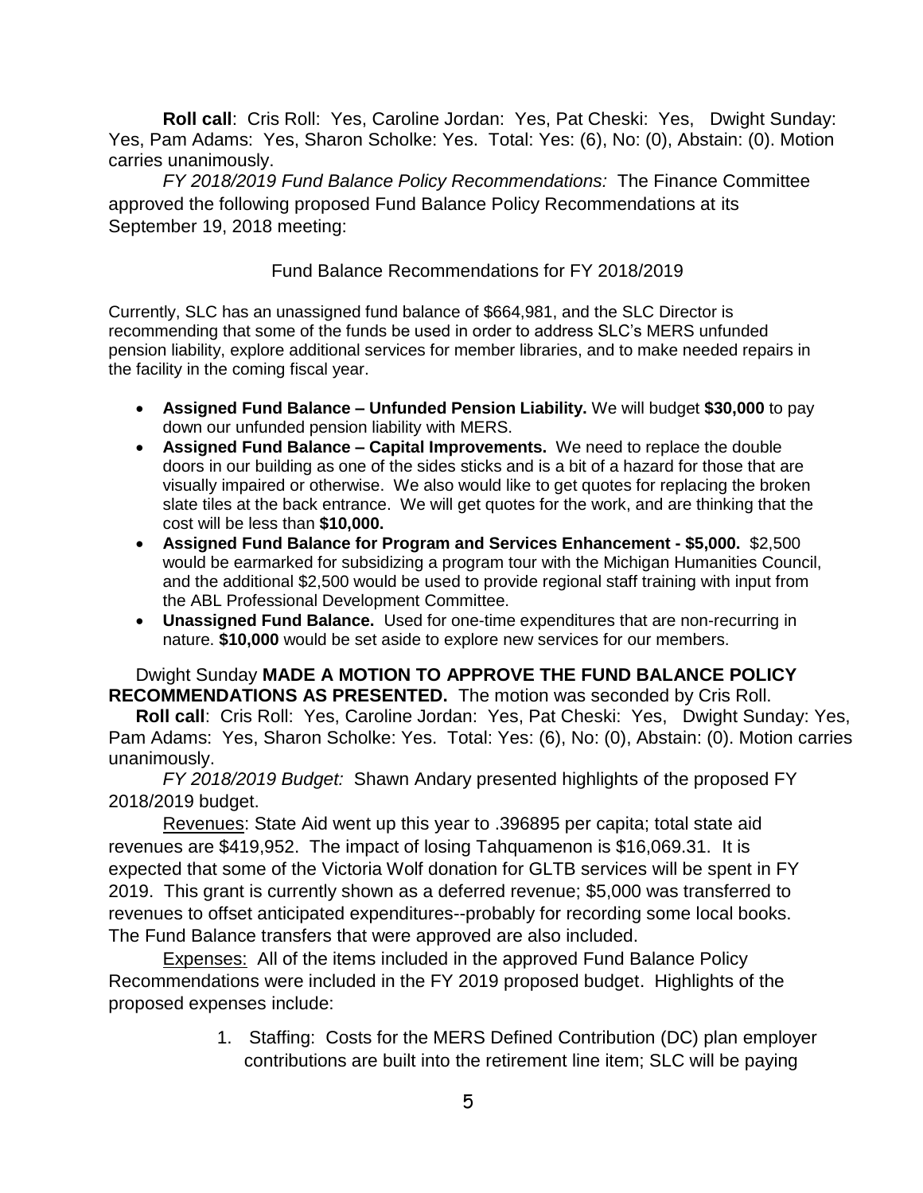**Roll call**: Cris Roll: Yes, Caroline Jordan: Yes, Pat Cheski: Yes, Dwight Sunday: Yes, Pam Adams: Yes, Sharon Scholke: Yes. Total: Yes: (6), No: (0), Abstain: (0). Motion carries unanimously.

*FY 2018/2019 Fund Balance Policy Recommendations:* The Finance Committee approved the following proposed Fund Balance Policy Recommendations at its September 19, 2018 meeting:

Fund Balance Recommendations for FY 2018/2019

Currently, SLC has an unassigned fund balance of $664,981, and the SLC Director is recommending that some of the funds be used in order to address SLC's MERS unfunded pension liability, explore additional services for member libraries, and to make needed repairs in the facility in the coming fiscal year.

- **Assigned Fund Balance – Unfunded Pension Liability.** We will budget **$30,000** to pay down our unfunded pension liability with MERS.
- **Assigned Fund Balance – Capital Improvements.** We need to replace the double doors in our building as one of the sides sticks and is a bit of a hazard for those that are visually impaired or otherwise. We also would like to get quotes for replacing the broken slate tiles at the back entrance. We will get quotes for the work, and are thinking that the cost will be less than **$10,000.**
- **Assigned Fund Balance for Program and Services Enhancement - $5,000.** $2,500 would be earmarked for subsidizing a program tour with the Michigan Humanities Council, and the additional $2,500 would be used to provide regional staff training with input from the ABL Professional Development Committee.
- **Unassigned Fund Balance.** Used for one-time expenditures that are non-recurring in nature. **$10,000** would be set aside to explore new services for our members.

Dwight Sunday **MADE A MOTION TO APPROVE THE FUND BALANCE POLICY RECOMMENDATIONS AS PRESENTED.** The motion was seconded by Cris Roll.

**Roll call**: Cris Roll: Yes, Caroline Jordan: Yes, Pat Cheski: Yes, Dwight Sunday: Yes, Pam Adams: Yes, Sharon Scholke: Yes. Total: Yes: (6), No: (0), Abstain: (0). Motion carries unanimously.

*FY 2018/2019 Budget:* Shawn Andary presented highlights of the proposed FY 2018/2019 budget.

Revenues: State Aid went up this year to .396895 per capita; total state aid revenues are $419,952. The impact of losing Tahquamenon is $16,069.31. It is expected that some of the Victoria Wolf donation for GLTB services will be spent in FY 2019. This grant is currently shown as a deferred revenue; $5,000 was transferred to revenues to offset anticipated expenditures--probably for recording some local books. The Fund Balance transfers that were approved are also included.

Expenses: All of the items included in the approved Fund Balance Policy Recommendations were included in the FY 2019 proposed budget. Highlights of the proposed expenses include:

1. Staffing: Costs for the MERS Defined Contribution (DC) plan employer contributions are built into the retirement line item; SLC will be paying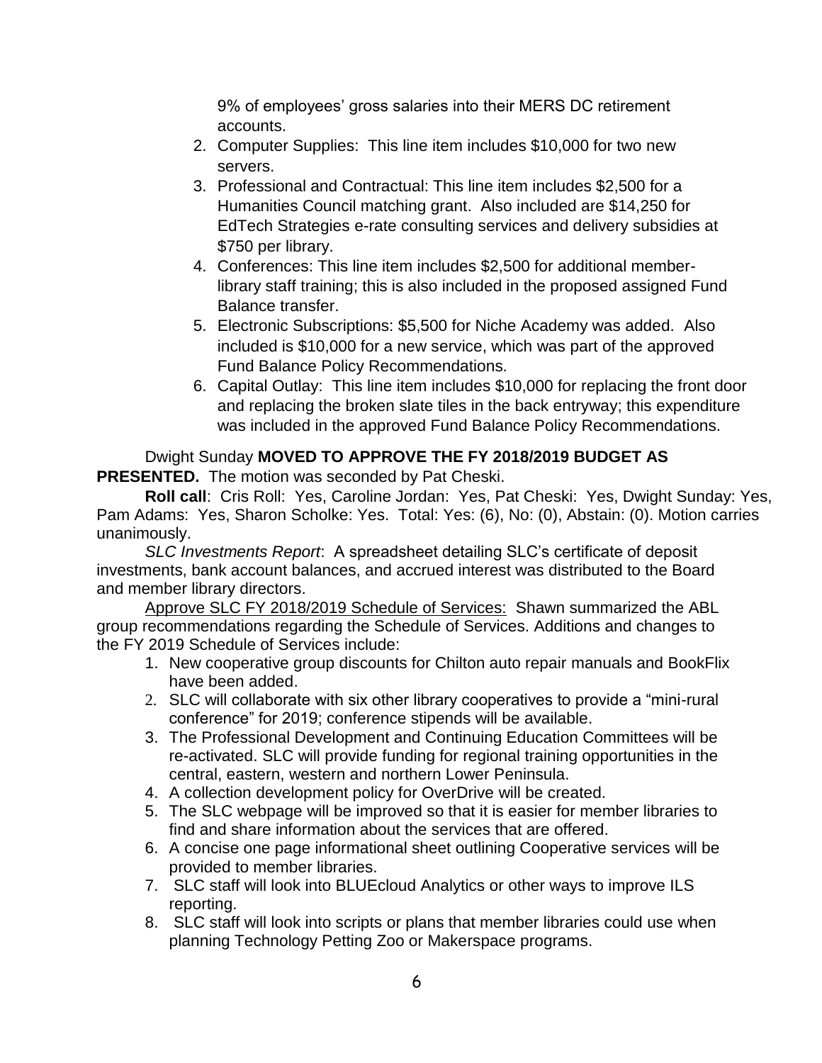9% of employees' gross salaries into their MERS DC retirement accounts.

2. Computer Supplies: This line item includes $10,000 for two new servers.
3. Professional and Contractual: This line item includes $2,500 for a Humanities Council matching grant. Also included are $14,250 for EdTech Strategies e-rate consulting services and delivery subsidies at $750 per library.
4. Conferences: This line item includes $2,500 for additional member-library staff training; this is also included in the proposed assigned Fund Balance transfer.
5. Electronic Subscriptions: $5,500 for Niche Academy was added. Also included is $10,000 for a new service, which was part of the approved Fund Balance Policy Recommendations.
6. Capital Outlay: This line item includes $10,000 for replacing the front door and replacing the broken slate tiles in the back entryway; this expenditure was included in the approved Fund Balance Policy Recommendations.

Dwight Sunday **MOVED TO APPROVE THE FY 2018/2019 BUDGET AS PRESENTED.** The motion was seconded by Pat Cheski.

**Roll call**: Cris Roll: Yes, Caroline Jordan: Yes, Pat Cheski: Yes, Dwight Sunday: Yes, Pam Adams: Yes, Sharon Scholke: Yes. Total: Yes: (6), No: (0), Abstain: (0). Motion carries unanimously.

*SLC Investments Report*: A spreadsheet detailing SLC's certificate of deposit investments, bank account balances, and accrued interest was distributed to the Board and member library directors.

<u>Approve SLC FY 2018/2019 Schedule of Services:</u> Shawn summarized the ABL group recommendations regarding the Schedule of Services. Additions and changes to the FY 2019 Schedule of Services include:

1. New cooperative group discounts for Chilton auto repair manuals and BookFlix have been added.
2. SLC will collaborate with six other library cooperatives to provide a "mini-rural conference" for 2019; conference stipends will be available.
3. The Professional Development and Continuing Education Committees will be re-activated. SLC will provide funding for regional training opportunities in the central, eastern, western and northern Lower Peninsula.
4. A collection development policy for OverDrive will be created.
5. The SLC webpage will be improved so that it is easier for member libraries to find and share information about the services that are offered.
6. A concise one page informational sheet outlining Cooperative services will be provided to member libraries.
7. SLC staff will look into BLUEcloud Analytics or other ways to improve ILS reporting.
8. SLC staff will look into scripts or plans that member libraries could use when planning Technology Petting Zoo or Makerspace programs.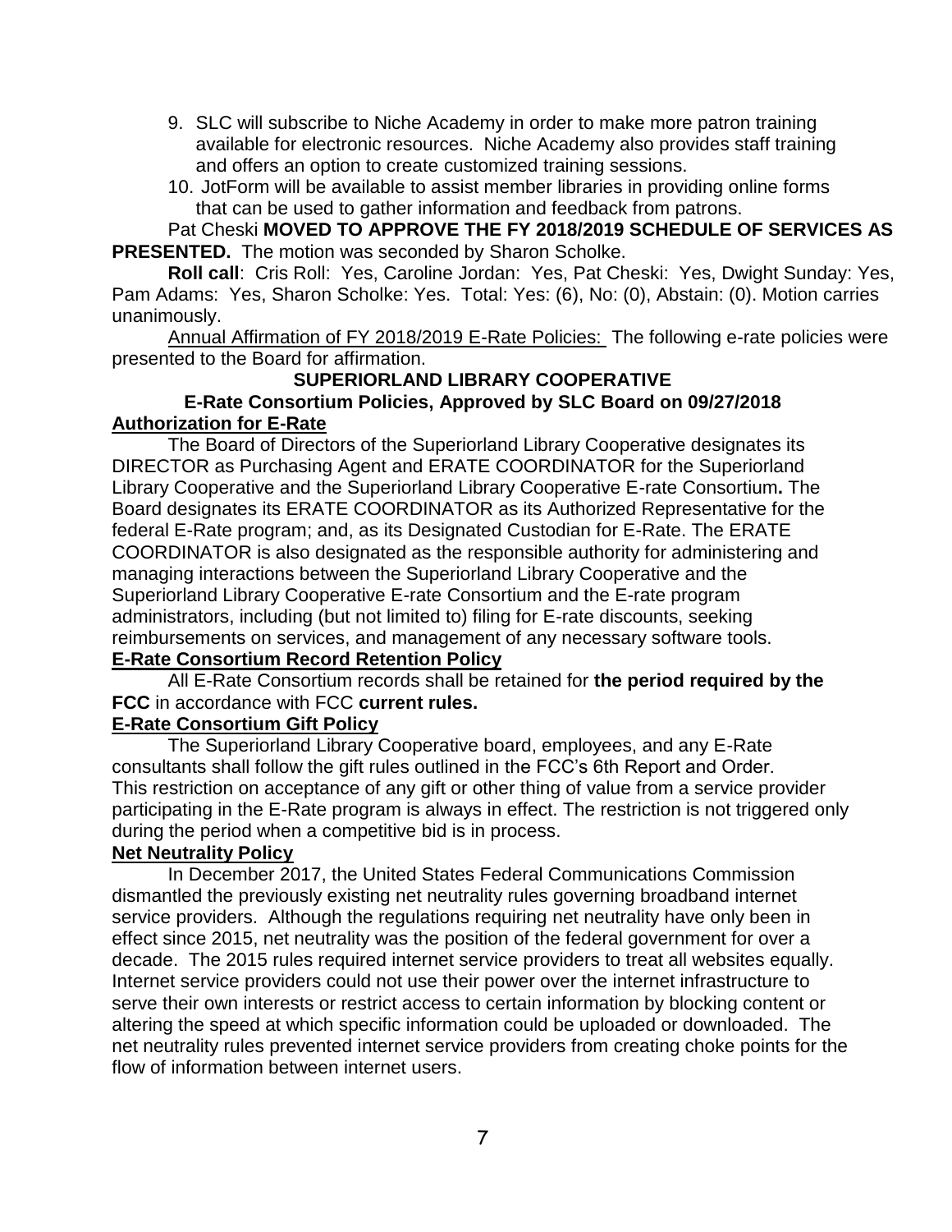9. SLC will subscribe to Niche Academy in order to make more patron training available for electronic resources. Niche Academy also provides staff training and offers an option to create customized training sessions.
10. JotForm will be available to assist member libraries in providing online forms that can be used to gather information and feedback from patrons.

Pat Cheski **MOVED TO APPROVE THE FY 2018/2019 SCHEDULE OF SERVICES AS PRESENTED.** The motion was seconded by Sharon Scholke.

**Roll call**: Cris Roll: Yes, Caroline Jordan: Yes, Pat Cheski: Yes, Dwight Sunday: Yes, Pam Adams: Yes, Sharon Scholke: Yes. Total: Yes: (6), No: (0), Abstain: (0). Motion carries unanimously.

<u>Annual Affirmation of FY 2018/2019 E-Rate Policies:</u> The following e-rate policies were presented to the Board for affirmation.

**SUPERIORLAND LIBRARY COOPERATIVE**

**E-Rate Consortium Policies, Approved by SLC Board on 09/27/2018**

**<u>Authorization for E-Rate</u>**

The Board of Directors of the Superiorland Library Cooperative designates its DIRECTOR as Purchasing Agent and ERATE COORDINATOR for the Superiorland Library Cooperative and the Superiorland Library Cooperative E-rate Consortium**.** The Board designates its ERATE COORDINATOR as its Authorized Representative for the federal E-Rate program; and, as its Designated Custodian for E-Rate. The ERATE COORDINATOR is also designated as the responsible authority for administering and managing interactions between the Superiorland Library Cooperative and the Superiorland Library Cooperative E-rate Consortium and the E-rate program administrators, including (but not limited to) filing for E-rate discounts, seeking reimbursements on services, and management of any necessary software tools.

**<u>E-Rate Consortium Record Retention Policy</u>**

All E-Rate Consortium records shall be retained for **the period required by the FCC** in accordance with FCC **current rules.**

**<u>E-Rate Consortium Gift Policy</u>**

The Superiorland Library Cooperative board, employees, and any E-Rate consultants shall follow the gift rules outlined in the FCC's 6th Report and Order. This restriction on acceptance of any gift or other thing of value from a service provider participating in the E-Rate program is always in effect. The restriction is not triggered only during the period when a competitive bid is in process.

**<u>Net Neutrality Policy</u>**

In December 2017, the United States Federal Communications Commission dismantled the previously existing net neutrality rules governing broadband internet service providers. Although the regulations requiring net neutrality have only been in effect since 2015, net neutrality was the position of the federal government for over a decade. The 2015 rules required internet service providers to treat all websites equally. Internet service providers could not use their power over the internet infrastructure to serve their own interests or restrict access to certain information by blocking content or altering the speed at which specific information could be uploaded or downloaded. The net neutrality rules prevented internet service providers from creating choke points for the flow of information between internet users.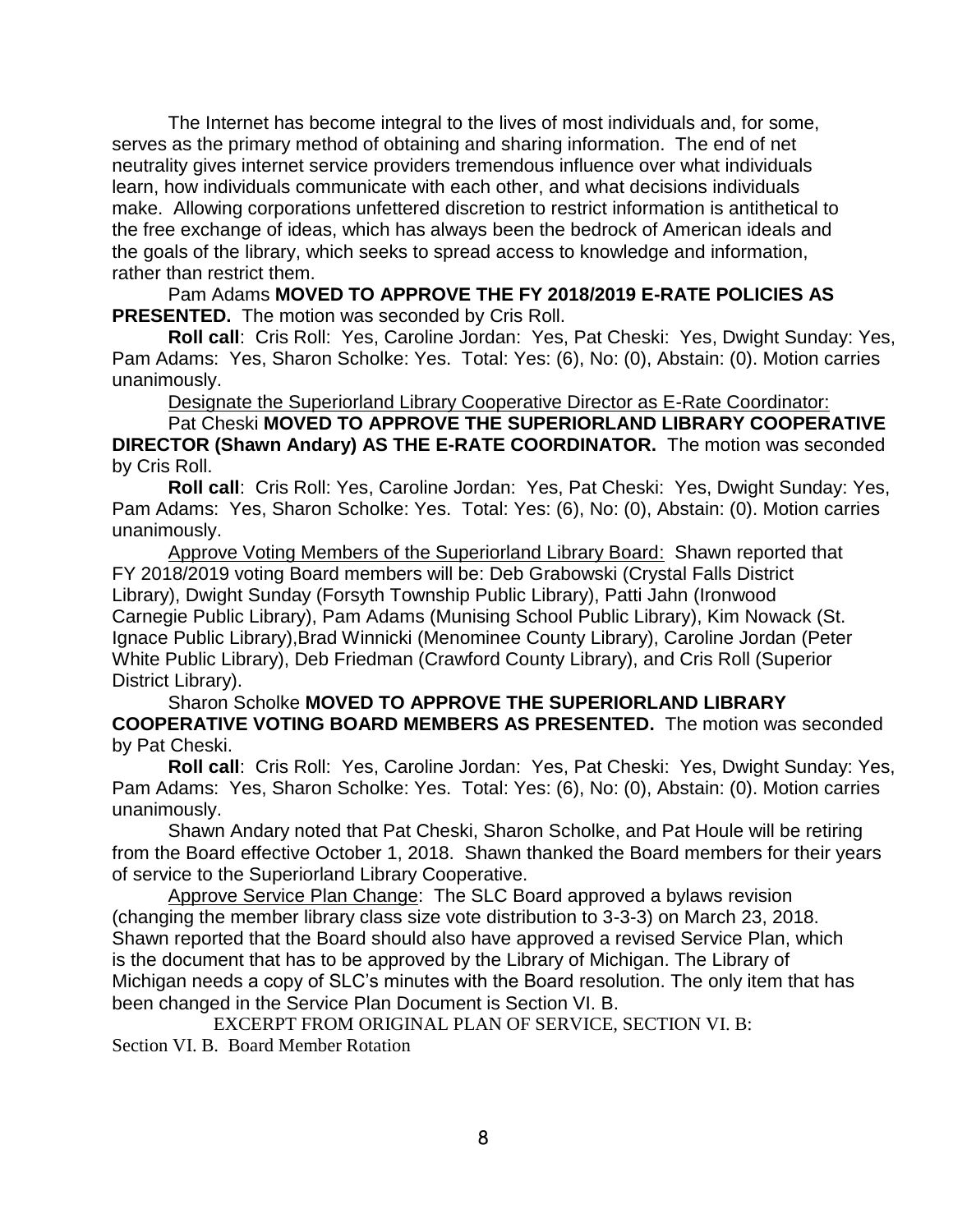The Internet has become integral to the lives of most individuals and, for some, serves as the primary method of obtaining and sharing information. The end of net neutrality gives internet service providers tremendous influence over what individuals learn, how individuals communicate with each other, and what decisions individuals make. Allowing corporations unfettered discretion to restrict information is antithetical to the free exchange of ideas, which has always been the bedrock of American ideals and the goals of the library, which seeks to spread access to knowledge and information, rather than restrict them.

Pam Adams **MOVED TO APPROVE THE FY 2018/2019 E-RATE POLICIES AS PRESENTED.** The motion was seconded by Cris Roll.

**Roll call**: Cris Roll: Yes, Caroline Jordan: Yes, Pat Cheski: Yes, Dwight Sunday: Yes, Pam Adams: Yes, Sharon Scholke: Yes. Total: Yes: (6), No: (0), Abstain: (0). Motion carries unanimously.

<u>Designate the Superiorland Library Cooperative Director as E-Rate Coordinator:</u>

Pat Cheski **MOVED TO APPROVE THE SUPERIORLAND LIBRARY COOPERATIVE DIRECTOR (Shawn Andary) AS THE E-RATE COORDINATOR.** The motion was seconded by Cris Roll.

**Roll call**: Cris Roll: Yes, Caroline Jordan: Yes, Pat Cheski: Yes, Dwight Sunday: Yes, Pam Adams: Yes, Sharon Scholke: Yes. Total: Yes: (6), No: (0), Abstain: (0). Motion carries unanimously.

<u>Approve Voting Members of the Superiorland Library Board:</u> Shawn reported that FY 2018/2019 voting Board members will be: Deb Grabowski (Crystal Falls District Library), Dwight Sunday (Forsyth Township Public Library), Patti Jahn (Ironwood Carnegie Public Library), Pam Adams (Munising School Public Library), Kim Nowack (St. Ignace Public Library),Brad Winnicki (Menominee County Library), Caroline Jordan (Peter White Public Library), Deb Friedman (Crawford County Library), and Cris Roll (Superior District Library).

Sharon Scholke **MOVED TO APPROVE THE SUPERIORLAND LIBRARY COOPERATIVE VOTING BOARD MEMBERS AS PRESENTED.** The motion was seconded by Pat Cheski.

**Roll call**: Cris Roll: Yes, Caroline Jordan: Yes, Pat Cheski: Yes, Dwight Sunday: Yes, Pam Adams: Yes, Sharon Scholke: Yes. Total: Yes: (6), No: (0), Abstain: (0). Motion carries unanimously.

Shawn Andary noted that Pat Cheski, Sharon Scholke, and Pat Houle will be retiring from the Board effective October 1, 2018. Shawn thanked the Board members for their years of service to the Superiorland Library Cooperative.

<u>Approve Service Plan Change</u>: The SLC Board approved a bylaws revision (changing the member library class size vote distribution to 3-3-3) on March 23, 2018. Shawn reported that the Board should also have approved a revised Service Plan, which is the document that has to be approved by the Library of Michigan. The Library of Michigan needs a copy of SLC's minutes with the Board resolution. The only item that has been changed in the Service Plan Document is Section VI. B.

EXCERPT FROM ORIGINAL PLAN OF SERVICE, SECTION VI. B:

Section VI. B. Board Member Rotation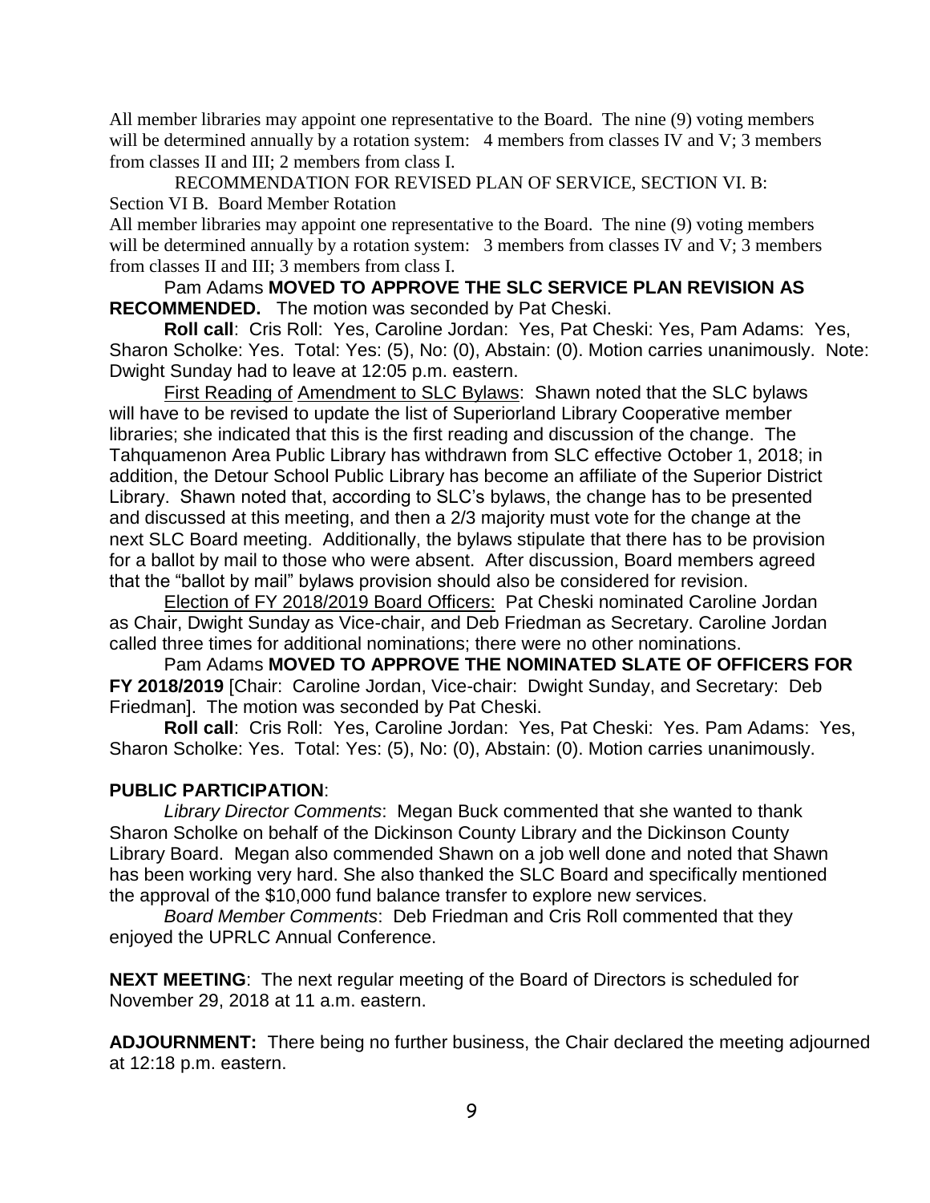All member libraries may appoint one representative to the Board. The nine (9) voting members will be determined annually by a rotation system: 4 members from classes IV and V; 3 members from classes II and III; 2 members from class I.

RECOMMENDATION FOR REVISED PLAN OF SERVICE, SECTION VI. B:

Section VI B. Board Member Rotation

All member libraries may appoint one representative to the Board. The nine (9) voting members will be determined annually by a rotation system: 3 members from classes IV and V; 3 members from classes II and III; 3 members from class I.

Pam Adams **MOVED TO APPROVE THE SLC SERVICE PLAN REVISION AS RECOMMENDED.** The motion was seconded by Pat Cheski.

**Roll call**: Cris Roll: Yes, Caroline Jordan: Yes, Pat Cheski: Yes, Pam Adams: Yes, Sharon Scholke: Yes. Total: Yes: (5), No: (0), Abstain: (0). Motion carries unanimously. Note: Dwight Sunday had to leave at 12:05 p.m. eastern.

First Reading of Amendment to SLC Bylaws: Shawn noted that the SLC bylaws will have to be revised to update the list of Superiorland Library Cooperative member libraries; she indicated that this is the first reading and discussion of the change. The Tahquamenon Area Public Library has withdrawn from SLC effective October 1, 2018; in addition, the Detour School Public Library has become an affiliate of the Superior District Library. Shawn noted that, according to SLC's bylaws, the change has to be presented and discussed at this meeting, and then a 2/3 majority must vote for the change at the next SLC Board meeting. Additionally, the bylaws stipulate that there has to be provision for a ballot by mail to those who were absent. After discussion, Board members agreed that the "ballot by mail" bylaws provision should also be considered for revision.

Election of FY 2018/2019 Board Officers: Pat Cheski nominated Caroline Jordan as Chair, Dwight Sunday as Vice-chair, and Deb Friedman as Secretary. Caroline Jordan called three times for additional nominations; there were no other nominations.

Pam Adams **MOVED TO APPROVE THE NOMINATED SLATE OF OFFICERS FOR FY 2018/2019** [Chair: Caroline Jordan, Vice-chair: Dwight Sunday, and Secretary: Deb Friedman]. The motion was seconded by Pat Cheski.

**Roll call**: Cris Roll: Yes, Caroline Jordan: Yes, Pat Cheski: Yes. Pam Adams: Yes, Sharon Scholke: Yes. Total: Yes: (5), No: (0), Abstain: (0). Motion carries unanimously.

**PUBLIC PARTICIPATION**:

*Library Director Comments*: Megan Buck commented that she wanted to thank Sharon Scholke on behalf of the Dickinson County Library and the Dickinson County Library Board. Megan also commended Shawn on a job well done and noted that Shawn has been working very hard. She also thanked the SLC Board and specifically mentioned the approval of the $10,000 fund balance transfer to explore new services.

*Board Member Comments*: Deb Friedman and Cris Roll commented that they enjoyed the UPRLC Annual Conference.

**NEXT MEETING**: The next regular meeting of the Board of Directors is scheduled for November 29, 2018 at 11 a.m. eastern.

**ADJOURNMENT:** There being no further business, the Chair declared the meeting adjourned at 12:18 p.m. eastern.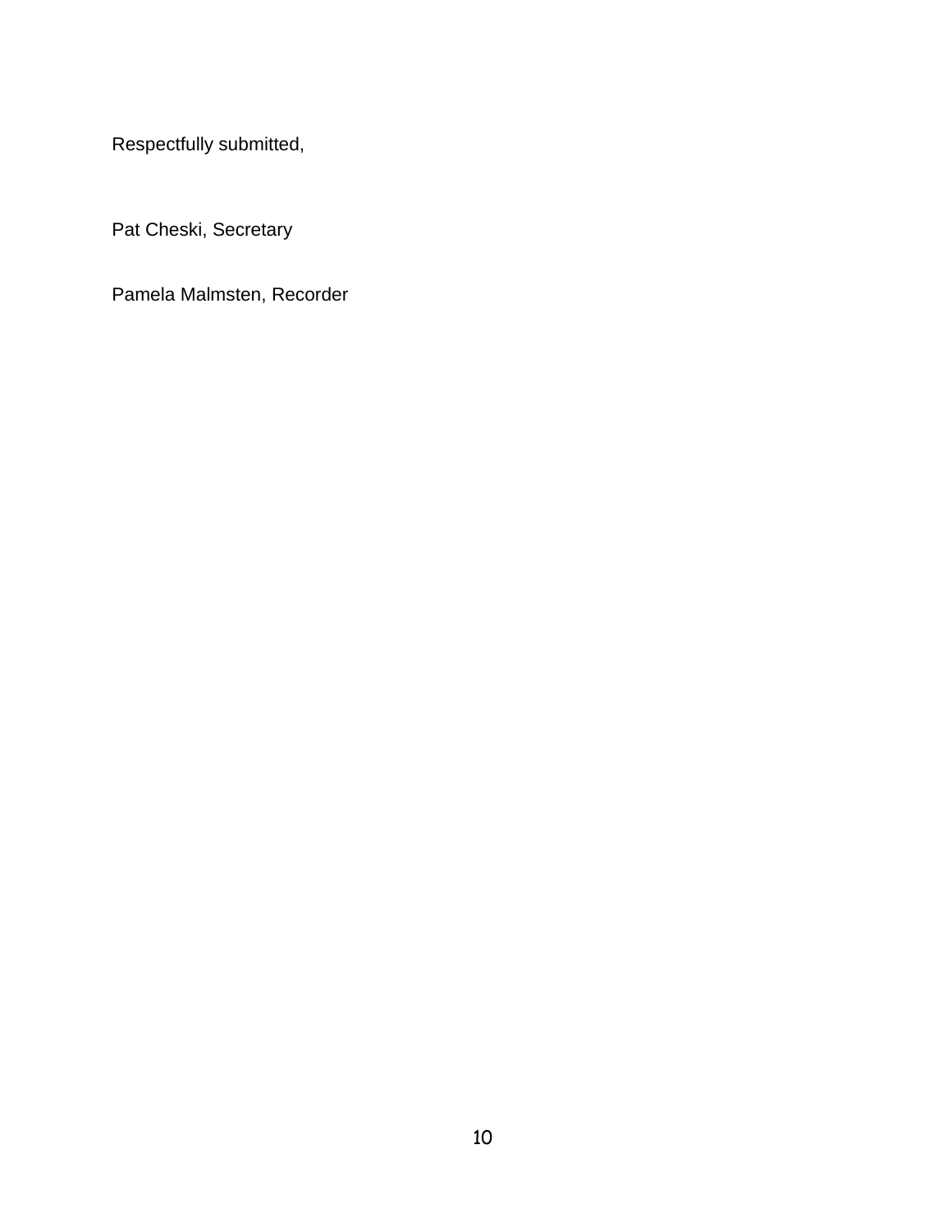Respectfully submitted,

Pat Cheski, Secretary

Pamela Malmsten, Recorder